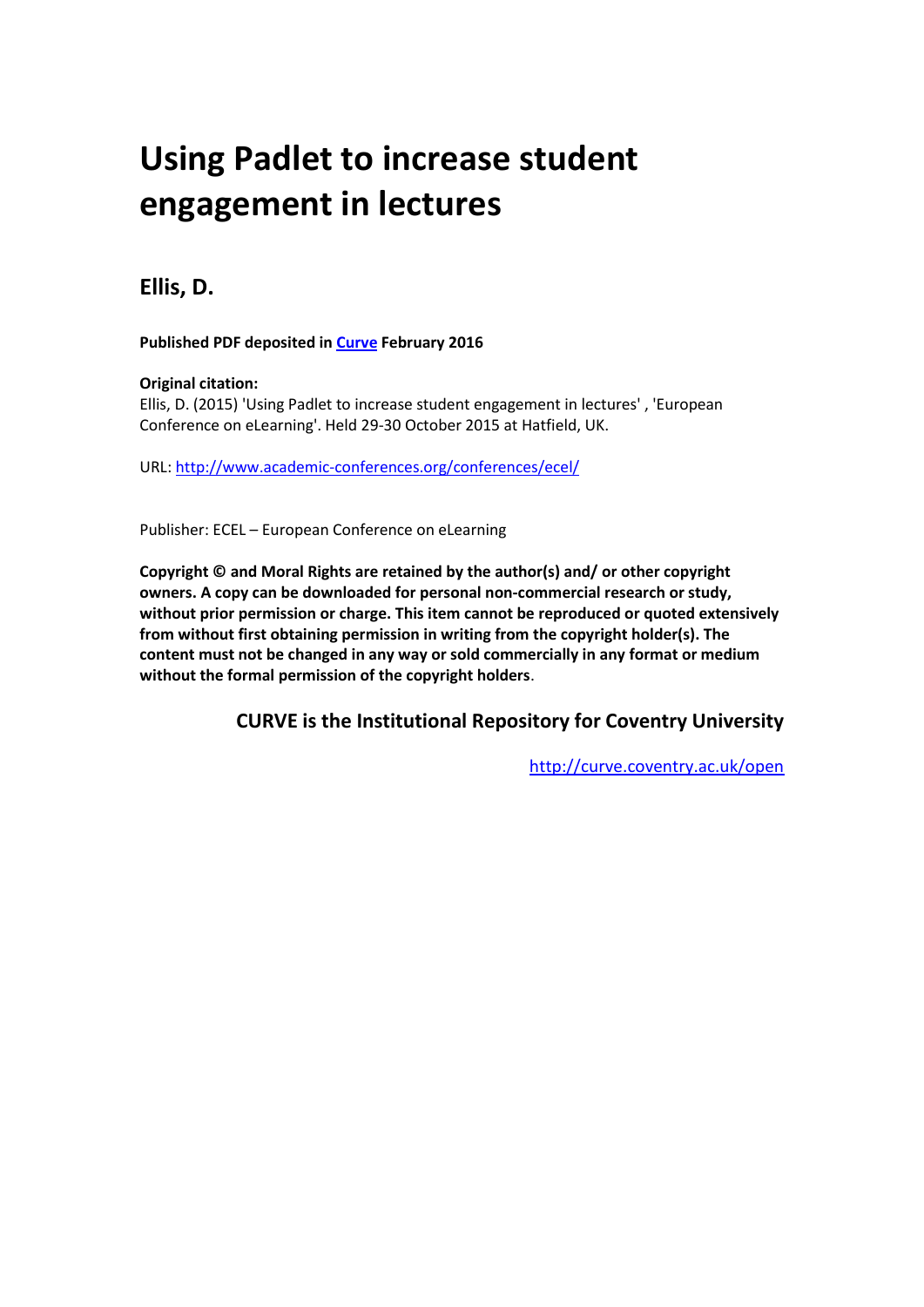# Using Padlet to increase student engagement in lectures

## Ellis, D.

**Published PDF deposited in Curve February 2016**

**Original citation:**
Ellis, D. (2015) 'Using Padlet to increase student engagement in lectures' , 'European Conference on eLearning'. Held 29-30 October 2015 at Hatfield, UK.

URL: http://www.academic-conferences.org/conferences/ecel/

Publisher: ECEL – European Conference on eLearning

**Copyright © and Moral Rights are retained by the author(s) and/ or other copyright owners. A copy can be downloaded for personal non-commercial research or study, without prior permission or charge. This item cannot be reproduced or quoted extensively from without first obtaining permission in writing from the copyright holder(s). The content must not be changed in any way or sold commercially in any format or medium without the formal permission of the copyright holders.**

**CURVE is the Institutional Repository for Coventry University**

http://curve.coventry.ac.uk/open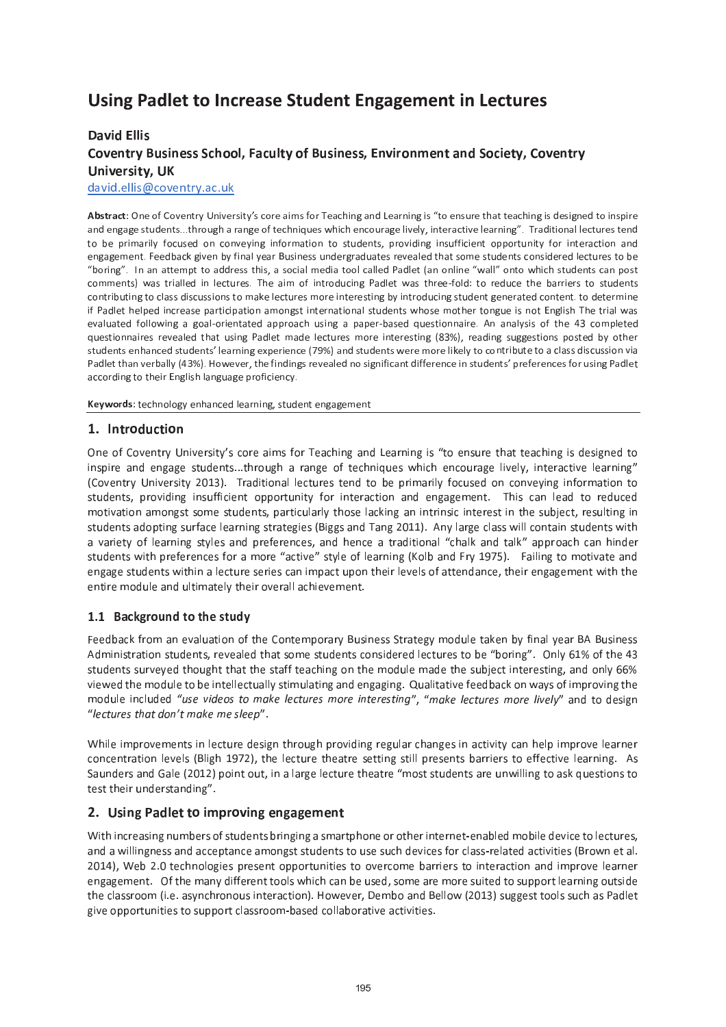# Using Padlet to Increase Student Engagement in Lectures

**David Ellis**
**Coventry Business School, Faculty of Business, Environment and Society, Coventry University, UK**
david.ellis@coventry.ac.uk

**Abstract:** One of Coventry University's core aims for Teaching and Learning is "to ensure that teaching is designed to inspire and engage students...through a range of techniques which encourage lively, interactive learning". Traditional lectures tend to be primarily focused on conveying information to students, providing insufficient opportunity for interaction and engagement. Feedback given by final year Business undergraduates revealed that some students considered lectures to be "boring". In an attempt to address this, a social media tool called Padlet (an online "wall" onto which students can post comments) was trialled in lectures. The aim of introducing Padlet was three-fold: to reduce the barriers to students contributing to class discussions to make lectures more interesting by introducing student generated content. to determine if Padlet helped increase participation amongst international students whose mother tongue is not English The trial was evaluated following a goal-orientated approach using a paper-based questionnaire. An analysis of the 43 completed questionnaires revealed that using Padlet made lectures more interesting (83%), reading suggestions posted by other students enhanced students' learning experience (79%) and students were more likely to contribute to a class discussion via Padlet than verbally (43%). However, the findings revealed no significant difference in students' preferences for using Padlet according to their English language proficiency.

**Keywords:** technology enhanced learning, student engagement

## 1. Introduction

One of Coventry University's core aims for Teaching and Learning is "to ensure that teaching is designed to inspire and engage students...through a range of techniques which encourage lively, interactive learning" (Coventry University 2013). Traditional lectures tend to be primarily focused on conveying information to students, providing insufficient opportunity for interaction and engagement. This can lead to reduced motivation amongst some students, particularly those lacking an intrinsic interest in the subject, resulting in students adopting surface learning strategies (Biggs and Tang 2011). Any large class will contain students with a variety of learning styles and preferences, and hence a traditional "chalk and talk" approach can hinder students with preferences for a more "active" style of learning (Kolb and Fry 1975). Failing to motivate and engage students within a lecture series can impact upon their levels of attendance, their engagement with the entire module and ultimately their overall achievement.

### 1.1 Background to the study

Feedback from an evaluation of the Contemporary Business Strategy module taken by final year BA Business Administration students, revealed that some students considered lectures to be "boring". Only 61% of the 43 students surveyed thought that the staff teaching on the module made the subject interesting, and only 66% viewed the module to be intellectually stimulating and engaging. Qualitative feedback on ways of improving the module included *"use videos to make lectures more interesting"*, "*make lectures more lively*" and to design "*lectures that don't make me sleep*".

While improvements in lecture design through providing regular changes in activity can help improve learner concentration levels (Bligh 1972), the lecture theatre setting still presents barriers to effective learning. As Saunders and Gale (2012) point out, in a large lecture theatre "most students are unwilling to ask questions to test their understanding".

## 2. Using Padlet to improving engagement

With increasing numbers of students bringing a smartphone or other internet-enabled mobile device to lectures, and a willingness and acceptance amongst students to use such devices for class-related activities (Brown et al. 2014), Web 2.0 technologies present opportunities to overcome barriers to interaction and improve learner engagement. Of the many different tools which can be used, some are more suited to support learning outside the classroom (i.e. asynchronous interaction). However, Dembo and Bellow (2013) suggest tools such as Padlet give opportunities to support classroom-based collaborative activities.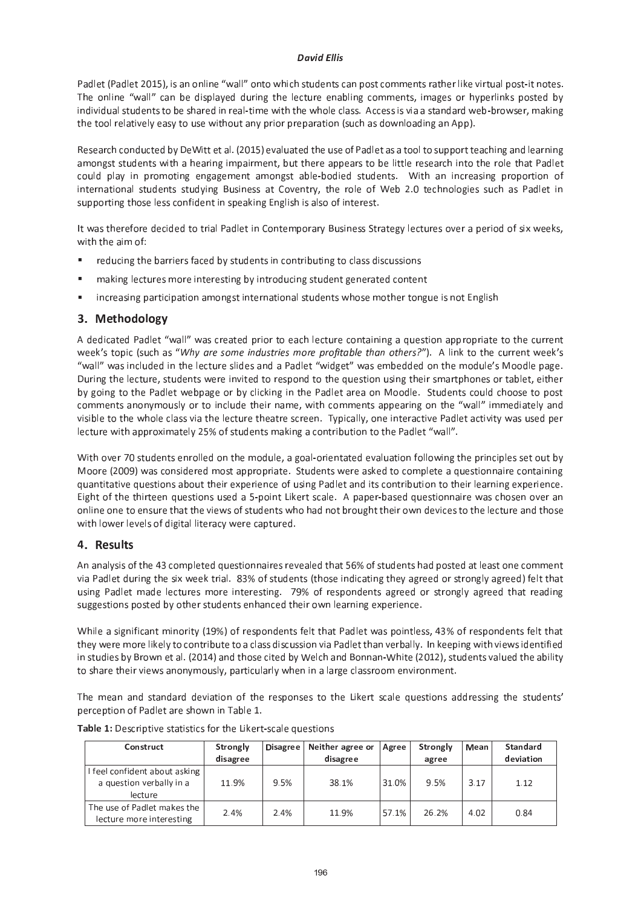Padlet (Padlet 2015), is an online "wall" onto which students can post comments rather like virtual post-it notes. The online "wall" can be displayed during the lecture enabling comments, images or hyperlinks posted by individual students to be shared in real-time with the whole class. Access is via a standard web-browser, making the tool relatively easy to use without any prior preparation (such as downloading an App).

Research conducted by DeWitt et al. (2015) evaluated the use of Padlet as a tool to support teaching and learning amongst students with a hearing impairment, but there appears to be little research into the role that Padlet could play in promoting engagement amongst able-bodied students. With an increasing proportion of international students studying Business at Coventry, the role of Web 2.0 technologies such as Padlet in supporting those less confident in speaking English is also of interest.

It was therefore decided to trial Padlet in Contemporary Business Strategy lectures over a period of six weeks, with the aim of:

- reducing the barriers faced by students in contributing to class discussions
- making lectures more interesting by introducing student generated content
- increasing participation amongst international students whose mother tongue is not English

## 3. Methodology

A dedicated Padlet "wall" was created prior to each lecture containing a question appropriate to the current week's topic (such as "*Why are some industries more profitable than others?*"). A link to the current week's "wall" was included in the lecture slides and a Padlet "widget" was embedded on the module's Moodle page. During the lecture, students were invited to respond to the question using their smartphones or tablet, either by going to the Padlet webpage or by clicking in the Padlet area on Moodle. Students could choose to post comments anonymously or to include their name, with comments appearing on the "wall" immediately and visible to the whole class via the lecture theatre screen. Typically, one interactive Padlet activity was used per lecture with approximately 25% of students making a contribution to the Padlet "wall".

With over 70 students enrolled on the module, a goal-orientated evaluation following the principles set out by Moore (2009) was considered most appropriate. Students were asked to complete a questionnaire containing quantitative questions about their experience of using Padlet and its contribution to their learning experience. Eight of the thirteen questions used a 5-point Likert scale. A paper-based questionnaire was chosen over an online one to ensure that the views of students who had not brought their own devices to the lecture and those with lower levels of digital literacy were captured.

## 4. Results

An analysis of the 43 completed questionnaires revealed that 56% of students had posted at least one comment via Padlet during the six week trial. 83% of students (those indicating they agreed or strongly agreed) felt that using Padlet made lectures more interesting. 79% of respondents agreed or strongly agreed that reading suggestions posted by other students enhanced their own learning experience.

While a significant minority (19%) of respondents felt that Padlet was pointless, 43% of respondents felt that they were more likely to contribute to a class discussion via Padlet than verbally. In keeping with views identified in studies by Brown et al. (2014) and those cited by Welch and Bonnan-White (2012), students valued the ability to share their views anonymously, particularly when in a large classroom environment.

The mean and standard deviation of the responses to the Likert scale questions addressing the students' perception of Padlet are shown in Table 1.

**Table 1:** Descriptive statistics for the Likert-scale questions

| Construct | Strongly disagree | Disagree | Neither agree or disagree | Agree | Strongly agree | Mean | Standard deviation |
|---|---|---|---|---|---|---|---|
| I feel confident about asking a question verbally in a lecture | 11.9% | 9.5% | 38.1% | 31.0% | 9.5% | 3.17 | 1.12 |
| The use of Padlet makes the lecture more interesting | 2.4% | 2.4% | 11.9% | 57.1% | 26.2% | 4.02 | 0.84 |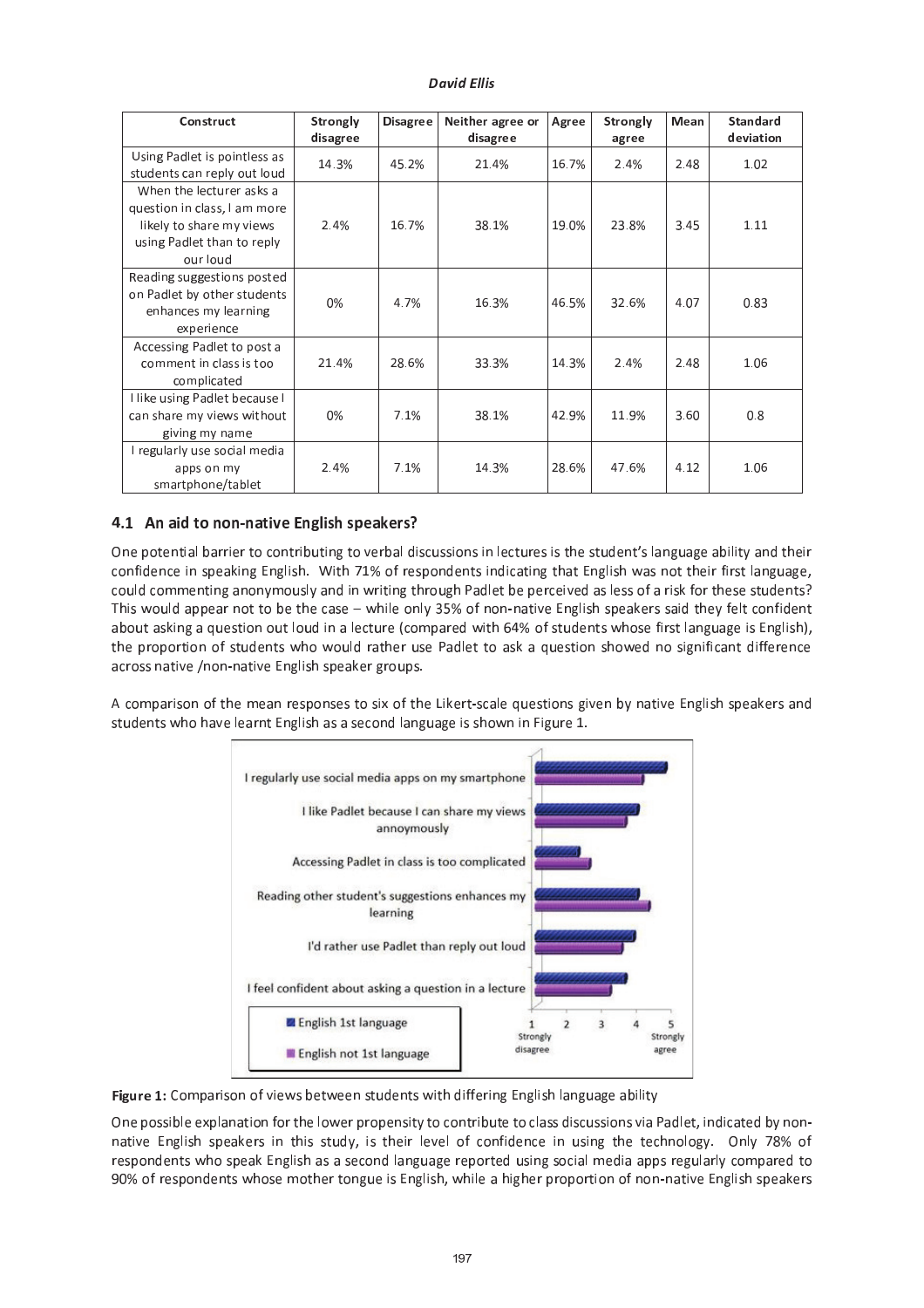| Construct | Strongly disagree | Disagree | Neither agree or disagree | Agree | Strongly agree | Mean | Standard deviation |
|---|---|---|---|---|---|---|---|
| Using Padlet is pointless as students can reply out loud | 14.3% | 45.2% | 21.4% | 16.7% | 2.4% | 2.48 | 1.02 |
| When the lecturer asks a question in class, I am more likely to share my views using Padlet than to reply our loud | 2.4% | 16.7% | 38.1% | 19.0% | 23.8% | 3.45 | 1.11 |
| Reading suggestions posted on Padlet by other students enhances my learning experience | 0% | 4.7% | 16.3% | 46.5% | 32.6% | 4.07 | 0.83 |
| Accessing Padlet to post a comment in class is too complicated | 21.4% | 28.6% | 33.3% | 14.3% | 2.4% | 2.48 | 1.06 |
| I like using Padlet because I can share my views without giving my name | 0% | 7.1% | 38.1% | 42.9% | 11.9% | 3.60 | 0.8 |
| I regularly use social media apps on my smartphone/tablet | 2.4% | 7.1% | 14.3% | 28.6% | 47.6% | 4.12 | 1.06 |

## 4.1 An aid to non-native English speakers?

One potential barrier to contributing to verbal discussions in lectures is the student's language ability and their confidence in speaking English. With 71% of respondents indicating that English was not their first language, could commenting anonymously and in writing through Padlet be perceived as less of a risk for these students? This would appear not to be the case – while only 35% of non-native English speakers said they felt confident about asking a question out loud in a lecture (compared with 64% of students whose first language is English), the proportion of students who would rather use Padlet to ask a question showed no significant difference across native /non-native English speaker groups.

A comparison of the mean responses to six of the Likert-scale questions given by native English speakers and students who have learnt English as a second language is shown in Figure 1.

I regularly use social media apps on my smartphone
I like Padlet because I can share my views annoymously
Accessing Padlet in class is too complicated
Reading other student's suggestions enhances my learning
I'd rather use Padlet than reply out loud
I feel confident about asking a question in a lecture

English 1st language
English not 1st language

1 Strongly disagree
2
3
4
5 Strongly agree

**Figure 1:** Comparison of views between students with differing English language ability

One possible explanation for the lower propensity to contribute to class discussions via Padlet, indicated by non-native English speakers in this study, is their level of confidence in using the technology. Only 78% of respondents who speak English as a second language reported using social media apps regularly compared to 90% of respondents whose mother tongue is English, while a higher proportion of non-native English speakers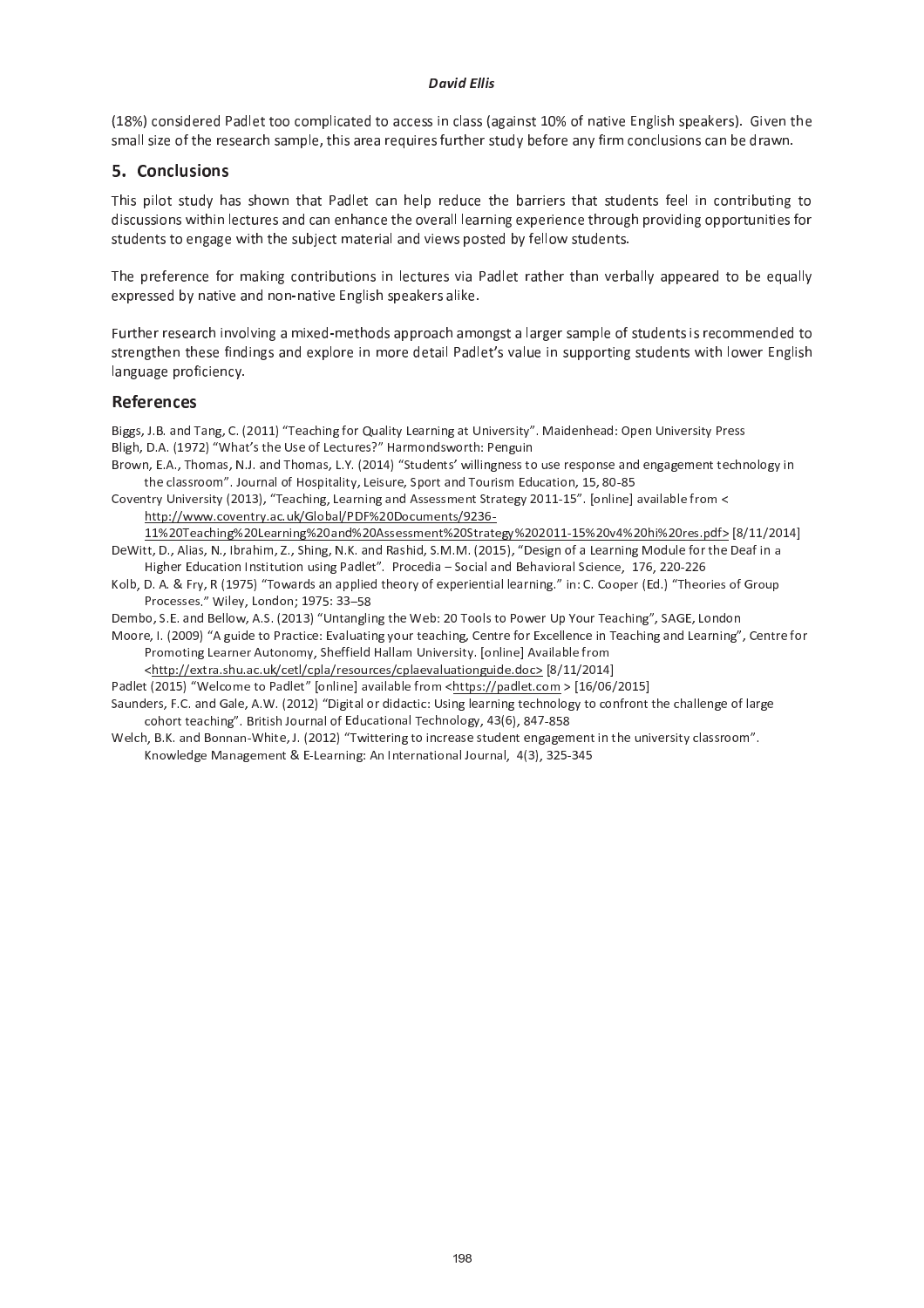(18%) considered Padlet too complicated to access in class (against 10% of native English speakers). Given the small size of the research sample, this area requires further study before any firm conclusions can be drawn.

## 5. Conclusions

This pilot study has shown that Padlet can help reduce the barriers that students feel in contributing to discussions within lectures and can enhance the overall learning experience through providing opportunities for students to engage with the subject material and views posted by fellow students.

The preference for making contributions in lectures via Padlet rather than verbally appeared to be equally expressed by native and non-native English speakers alike.

Further research involving a mixed-methods approach amongst a larger sample of students is recommended to strengthen these findings and explore in more detail Padlet's value in supporting students with lower English language proficiency.

## References

Biggs, J.B. and Tang, C. (2011) "Teaching for Quality Learning at University". Maidenhead: Open University Press

Bligh, D.A. (1972) "What's the Use of Lectures?" Harmondsworth: Penguin

Brown, E.A., Thomas, N.J. and Thomas, L.Y. (2014) "Students' willingness to use response and engagement technology in the classroom". Journal of Hospitality, Leisure, Sport and Tourism Education, 15, 80-85

Coventry University (2013), "Teaching, Learning and Assessment Strategy 2011-15". [online] available from < http://www.coventry.ac.uk/Global/PDF%20Documents/9236-11%20Teaching%20Learning%20and%20Assessment%20Strategy%202011-15%20v4%20hi%20res.pdf> [8/11/2014]

DeWitt, D., Alias, N., Ibrahim, Z., Shing, N.K. and Rashid, S.M.M. (2015), "Design of a Learning Module for the Deaf in a Higher Education Institution using Padlet". Procedia – Social and Behavioral Science, 176, 220-226

Kolb, D. A. & Fry, R (1975) "Towards an applied theory of experiential learning." in: C. Cooper (Ed.) "Theories of Group Processes." Wiley, London; 1975: 33–58

Dembo, S.E. and Bellow, A.S. (2013) "Untangling the Web: 20 Tools to Power Up Your Teaching", SAGE, London

Moore, I. (2009) "A guide to Practice: Evaluating your teaching, Centre for Excellence in Teaching and Learning", Centre for Promoting Learner Autonomy, Sheffield Hallam University. [online] Available from <http://extra.shu.ac.uk/cetl/cpla/resources/cplaevaluationguide.doc> [8/11/2014]

Padlet (2015) "Welcome to Padlet" [online] available from <https://padlet.com > [16/06/2015]

Saunders, F.C. and Gale, A.W. (2012) "Digital or didactic: Using learning technology to confront the challenge of large cohort teaching". British Journal of Educational Technology, 43(6), 847-858

Welch, B.K. and Bonnan-White, J. (2012) "Twittering to increase student engagement in the university classroom". Knowledge Management & E-Learning: An International Journal, 4(3), 325-345